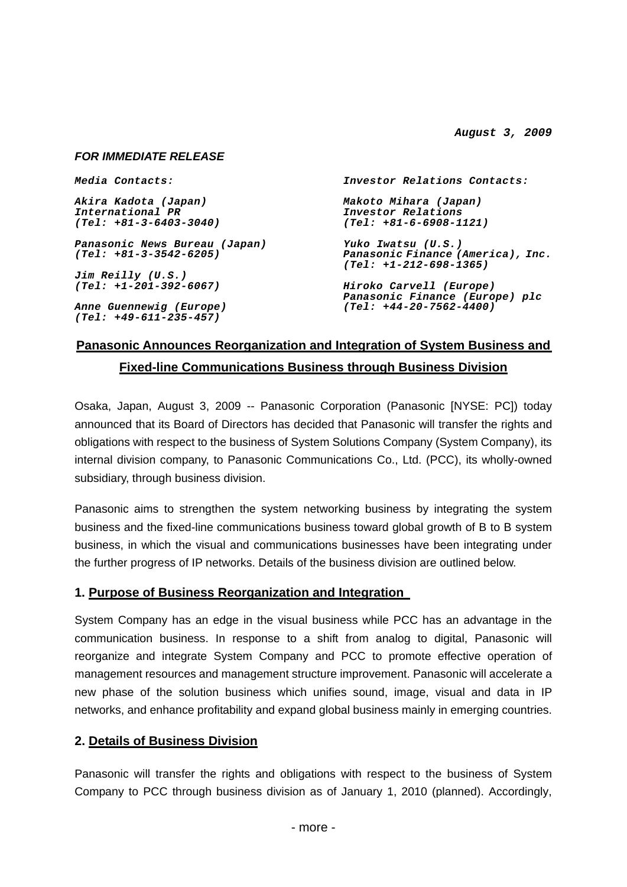*August 3, 2009*

***FOR IMMEDIATE RELEASE***

*Media Contacts:*

*Akira Kadota (Japan)*
*International PR*
*(Tel: +81-3-6403-3040)*

*Panasonic News Bureau (Japan)*
*(Tel: +81-3-3542-6205)*

*Jim Reilly (U.S.)*
*(Tel: +1-201-392-6067)*

*Anne Guennewig (Europe)*
*(Tel: +49-611-235-457)*

*Investor Relations Contacts:*

*Makoto Mihara (Japan)*
*Investor Relations*
*(Tel: +81-6-6908-1121)*

*Yuko Iwatsu (U.S.)*
*Panasonic Finance (America), Inc.*
*(Tel: +1-212-698-1365)*

*Hiroko Carvell (Europe)*
*Panasonic Finance (Europe) plc*
*(Tel: +44-20-7562-4400)*

# Panasonic Announces Reorganization and Integration of System Business and Fixed-line Communications Business through Business Division

Osaka, Japan, August 3, 2009 -- Panasonic Corporation (Panasonic [NYSE: PC]) today announced that its Board of Directors has decided that Panasonic will transfer the rights and obligations with respect to the business of System Solutions Company (System Company), its internal division company, to Panasonic Communications Co., Ltd. (PCC), its wholly-owned subsidiary, through business division.

Panasonic aims to strengthen the system networking business by integrating the system business and the fixed-line communications business toward global growth of B to B system business, in which the visual and communications businesses have been integrating under the further progress of IP networks. Details of the business division are outlined below.

## 1. Purpose of Business Reorganization and Integration

System Company has an edge in the visual business while PCC has an advantage in the communication business. In response to a shift from analog to digital, Panasonic will reorganize and integrate System Company and PCC to promote effective operation of management resources and management structure improvement. Panasonic will accelerate a new phase of the solution business which unifies sound, image, visual and data in IP networks, and enhance profitability and expand global business mainly in emerging countries.

## 2. Details of Business Division

Panasonic will transfer the rights and obligations with respect to the business of System Company to PCC through business division as of January 1, 2010 (planned). Accordingly,

- more -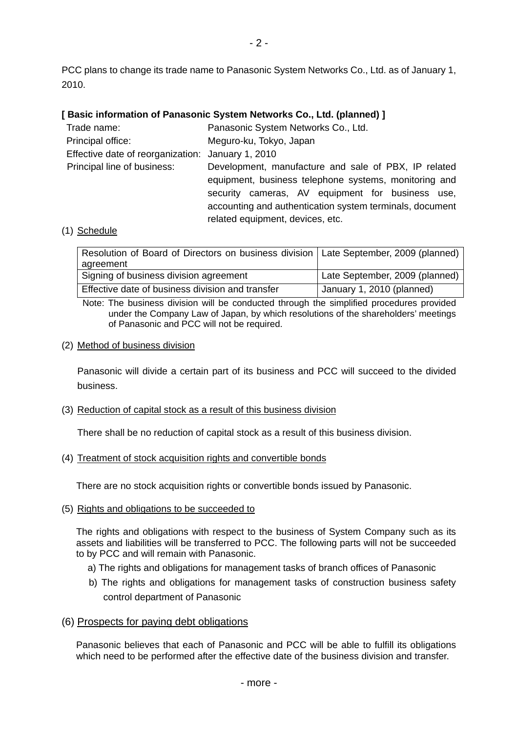PCC plans to change its trade name to Panasonic System Networks Co., Ltd. as of January 1, 2010.

**[ Basic information of Panasonic System Networks Co., Ltd. (planned) ]**

| | |
|---|---|
| Trade name: | Panasonic System Networks Co., Ltd. |
| Principal office: | Meguro-ku, Tokyo, Japan |
| Effective date of reorganization: | January 1, 2010 |
| Principal line of business: | Development, manufacture and sale of PBX, IP related equipment, business telephone systems, monitoring and security cameras, AV equipment for business use, accounting and authentication system terminals, document related equipment, devices, etc. |

(1) Schedule

| | |
|---|---|
| Resolution of Board of Directors on business division agreement | Late September, 2009 (planned) |
| Signing of business division agreement | Late September, 2009 (planned) |
| Effective date of business division and transfer | January 1, 2010 (planned) |

Note: The business division will be conducted through the simplified procedures provided under the Company Law of Japan, by which resolutions of the shareholders' meetings of Panasonic and PCC will not be required.

(2) Method of business division

Panasonic will divide a certain part of its business and PCC will succeed to the divided business.

(3) Reduction of capital stock as a result of this business division

There shall be no reduction of capital stock as a result of this business division.

(4) Treatment of stock acquisition rights and convertible bonds

There are no stock acquisition rights or convertible bonds issued by Panasonic.

(5) Rights and obligations to be succeeded to

The rights and obligations with respect to the business of System Company such as its assets and liabilities will be transferred to PCC. The following parts will not be succeeded to by PCC and will remain with Panasonic.

a) The rights and obligations for management tasks of branch offices of Panasonic

b) The rights and obligations for management tasks of construction business safety control department of Panasonic

(6) Prospects for paying debt obligations

Panasonic believes that each of Panasonic and PCC will be able to fulfill its obligations which need to be performed after the effective date of the business division and transfer.

- more -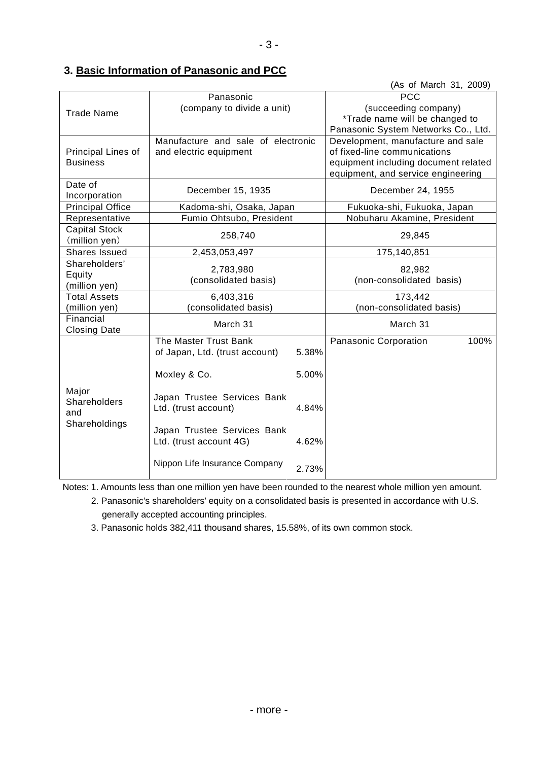## 3. Basic Information of Panasonic and PCC

(As of March 31, 2009)

| | Panasonic | | PCC |
|---|---|---|---|
| Trade Name | Panasonic (company to divide a unit) | | PCC (succeeding company) *Trade name will be changed to Panasonic System Networks Co., Ltd. |
| Principal Lines of Business | Manufacture and sale of electronic and electric equipment | | Development, manufacture and sale of fixed-line communications equipment including document related equipment, and service engineering |
| Date of Incorporation | December 15, 1935 | | December 24, 1955 |
| Principal Office | Kadoma-shi, Osaka, Japan | | Fukuoka-shi, Fukuoka, Japan |
| Representative | Fumio Ohtsubo, President | | Nobuharu Akamine, President |
| Capital Stock (million yen) | 258,740 | | 29,845 |
| Shares Issued | 2,453,053,497 | | 175,140,851 |
| Shareholders' Equity (million yen) | 2,783,980 (consolidated basis) | | 82,982 (non-consolidated basis) |
| Total Assets (million yen) | 6,403,316 (consolidated basis) | | 173,442 (non-consolidated basis) |
| Financial Closing Date | March 31 | | March 31 |
| Major Shareholders and Shareholdings | The Master Trust Bank of Japan, Ltd. (trust account) | 5.38% | Panasonic Corporation 100% |
| | Moxley & Co. | 5.00% | |
| | Japan Trustee Services Bank Ltd. (trust account) | 4.84% | |
| | Japan Trustee Services Bank Ltd. (trust account 4G) | 4.62% | |
| | Nippon Life Insurance Company | 2.73% | |

Notes: 1. Amounts less than one million yen have been rounded to the nearest whole million yen amount.

2. Panasonic's shareholders' equity on a consolidated basis is presented in accordance with U.S. generally accepted accounting principles.

3. Panasonic holds 382,411 thousand shares, 15.58%, of its own common stock.

- more -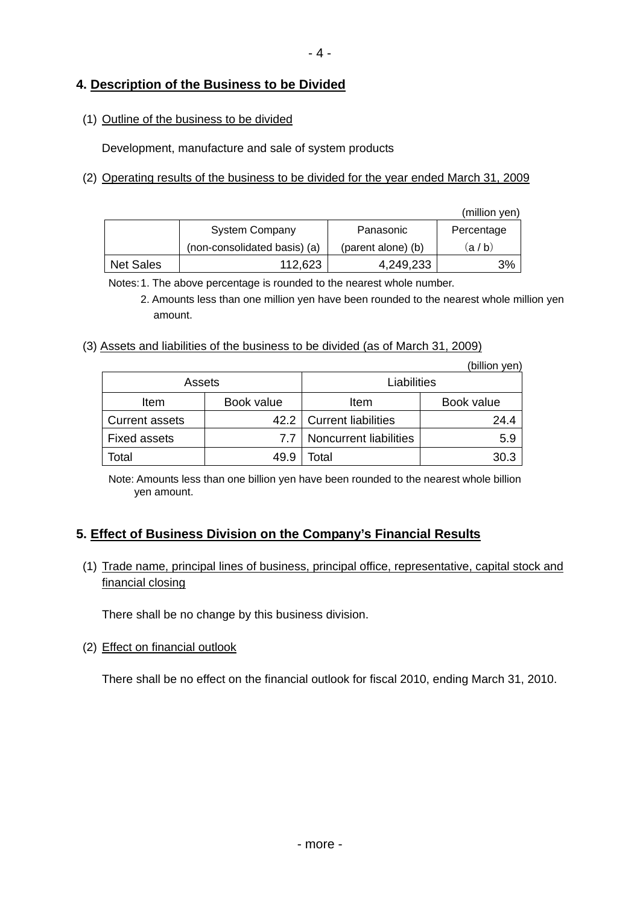## 4. Description of the Business to be Divided

(1) Outline of the business to be divided

Development, manufacture and sale of system products

(2) Operating results of the business to be divided for the year ended March 31, 2009

(million yen)

| | System Company (non-consolidated basis) (a) | Panasonic (parent alone) (b) | Percentage (a / b) |
|---|---|---|---|
| Net Sales | 112,623 | 4,249,233 | 3% |

Notes: 1. The above percentage is rounded to the nearest whole number.
2. Amounts less than one million yen have been rounded to the nearest whole million yen amount.

(3) Assets and liabilities of the business to be divided (as of March 31, 2009)

(billion yen)

| Assets | | Liabilities | |
|---|---|---|---|
| Item | Book value | Item | Book value |
| Current assets | 42.2 | Current liabilities | 24.4 |
| Fixed assets | 7.7 | Noncurrent liabilities | 5.9 |
| Total | 49.9 | Total | 30.3 |

Note: Amounts less than one billion yen have been rounded to the nearest whole billion yen amount.

## 5. Effect of Business Division on the Company's Financial Results

(1) Trade name, principal lines of business, principal office, representative, capital stock and financial closing

There shall be no change by this business division.

(2) Effect on financial outlook

There shall be no effect on the financial outlook for fiscal 2010, ending March 31, 2010.

- more -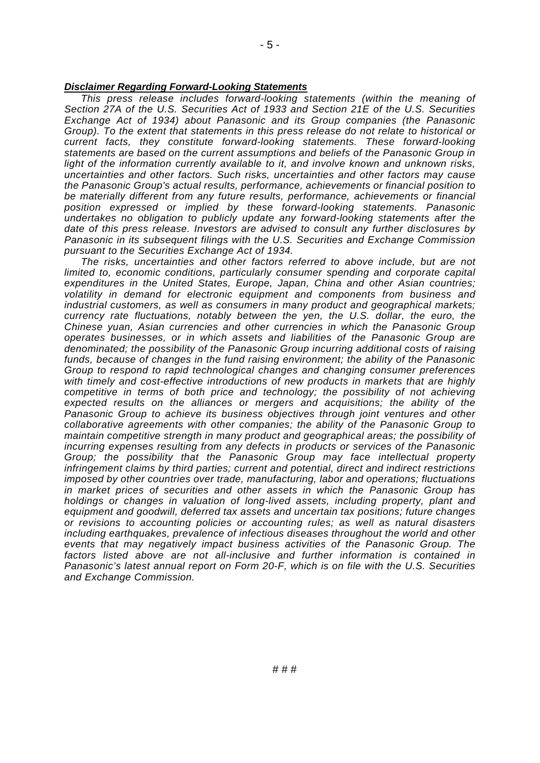***Disclaimer Regarding Forward-Looking Statements***

*This press release includes forward-looking statements (within the meaning of Section 27A of the U.S. Securities Act of 1933 and Section 21E of the U.S. Securities Exchange Act of 1934) about Panasonic and its Group companies (the Panasonic Group). To the extent that statements in this press release do not relate to historical or current facts, they constitute forward-looking statements. These forward-looking statements are based on the current assumptions and beliefs of the Panasonic Group in light of the information currently available to it, and involve known and unknown risks, uncertainties and other factors. Such risks, uncertainties and other factors may cause the Panasonic Group's actual results, performance, achievements or financial position to be materially different from any future results, performance, achievements or financial position expressed or implied by these forward-looking statements. Panasonic undertakes no obligation to publicly update any forward-looking statements after the date of this press release. Investors are advised to consult any further disclosures by Panasonic in its subsequent filings with the U.S. Securities and Exchange Commission pursuant to the Securities Exchange Act of 1934.*

*The risks, uncertainties and other factors referred to above include, but are not limited to, economic conditions, particularly consumer spending and corporate capital expenditures in the United States, Europe, Japan, China and other Asian countries; volatility in demand for electronic equipment and components from business and industrial customers, as well as consumers in many product and geographical markets; currency rate fluctuations, notably between the yen, the U.S. dollar, the euro, the Chinese yuan, Asian currencies and other currencies in which the Panasonic Group operates businesses, or in which assets and liabilities of the Panasonic Group are denominated; the possibility of the Panasonic Group incurring additional costs of raising funds, because of changes in the fund raising environment; the ability of the Panasonic Group to respond to rapid technological changes and changing consumer preferences with timely and cost-effective introductions of new products in markets that are highly competitive in terms of both price and technology; the possibility of not achieving expected results on the alliances or mergers and acquisitions; the ability of the Panasonic Group to achieve its business objectives through joint ventures and other collaborative agreements with other companies; the ability of the Panasonic Group to maintain competitive strength in many product and geographical areas; the possibility of incurring expenses resulting from any defects in products or services of the Panasonic Group; the possibility that the Panasonic Group may face intellectual property infringement claims by third parties; current and potential, direct and indirect restrictions imposed by other countries over trade, manufacturing, labor and operations; fluctuations in market prices of securities and other assets in which the Panasonic Group has holdings or changes in valuation of long-lived assets, including property, plant and equipment and goodwill, deferred tax assets and uncertain tax positions; future changes or revisions to accounting policies or accounting rules; as well as natural disasters including earthquakes, prevalence of infectious diseases throughout the world and other events that may negatively impact business activities of the Panasonic Group. The factors listed above are not all-inclusive and further information is contained in Panasonic's latest annual report on Form 20-F, which is on file with the U.S. Securities and Exchange Commission.*

# # #